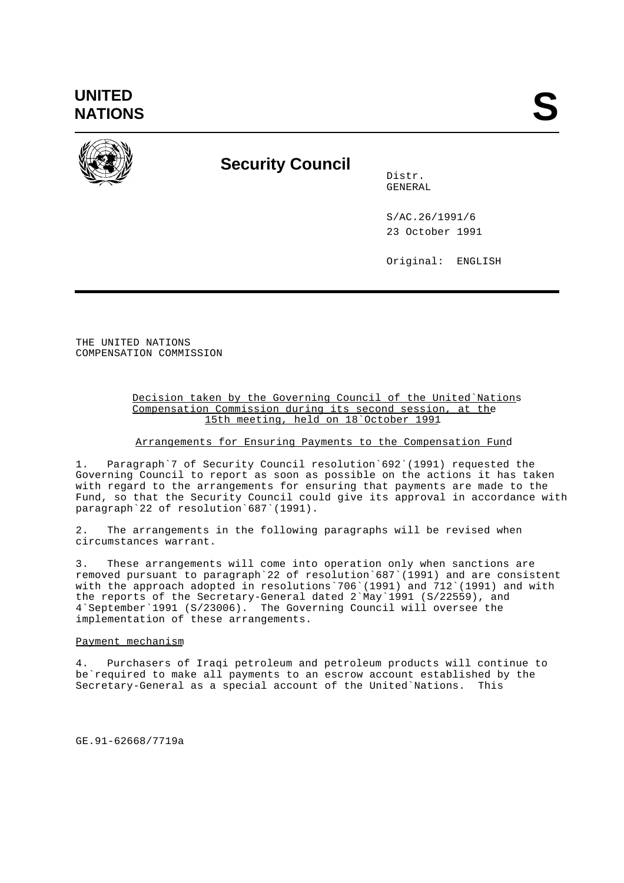**UNITED NATIONS** **S**

## Security Council

Distr.
GENERAL

S/AC.26/1991/6
23 October 1991

Original: ENGLISH

THE UNITED NATIONS
COMPENSATION COMMISSION

Decision taken by the Governing Council of the United Nations Compensation Commission during its second session, at the 15th meeting, held on 18 October 1991

Arrangements for Ensuring Payments to the Compensation Fund

1. Paragraph 7 of Security Council resolution 692 (1991) requested the Governing Council to report as soon as possible on the actions it has taken with regard to the arrangements for ensuring that payments are made to the Fund, so that the Security Council could give its approval in accordance with paragraph 22 of resolution 687 (1991).

2. The arrangements in the following paragraphs will be revised when circumstances warrant.

3. These arrangements will come into operation only when sanctions are removed pursuant to paragraph 22 of resolution 687 (1991) and are consistent with the approach adopted in resolutions 706 (1991) and 712 (1991) and with the reports of the Secretary-General dated 2 May 1991 (S/22559), and 4 September 1991 (S/23006). The Governing Council will oversee the implementation of these arrangements.

Payment mechanism

4. Purchasers of Iraqi petroleum and petroleum products will continue to be required to make all payments to an escrow account established by the Secretary-General as a special account of the United Nations. This

GE.91-62668/7719a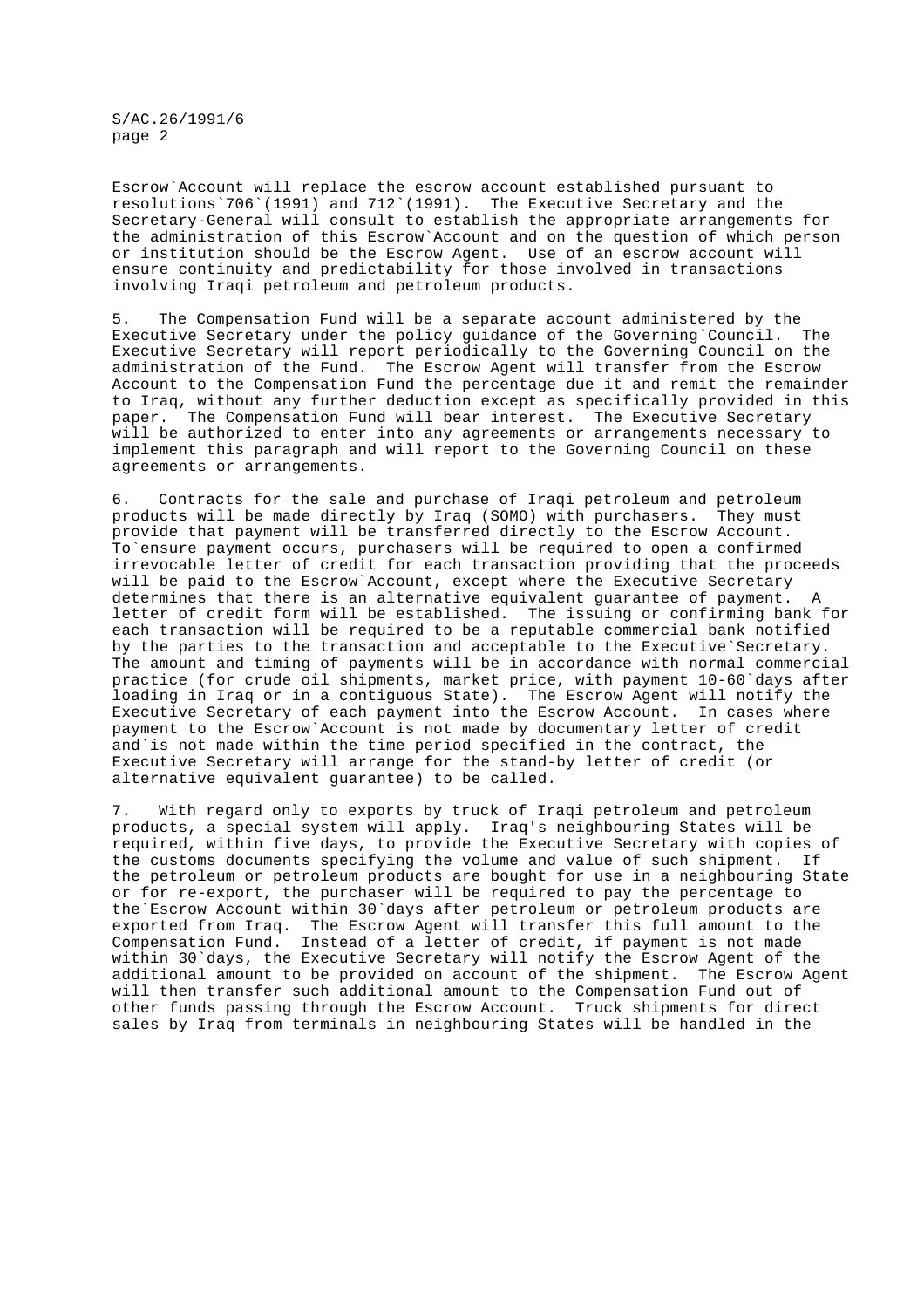Escrow Account will replace the escrow account established pursuant to resolutions 706 (1991) and 712 (1991). The Executive Secretary and the Secretary-General will consult to establish the appropriate arrangements for the administration of this Escrow Account and on the question of which person or institution should be the Escrow Agent. Use of an escrow account will ensure continuity and predictability for those involved in transactions involving Iraqi petroleum and petroleum products.

5. The Compensation Fund will be a separate account administered by the Executive Secretary under the policy guidance of the Governing Council. The Executive Secretary will report periodically to the Governing Council on the administration of the Fund. The Escrow Agent will transfer from the Escrow Account to the Compensation Fund the percentage due it and remit the remainder to Iraq, without any further deduction except as specifically provided in this paper. The Compensation Fund will bear interest. The Executive Secretary will be authorized to enter into any agreements or arrangements necessary to implement this paragraph and will report to the Governing Council on these agreements or arrangements.

6. Contracts for the sale and purchase of Iraqi petroleum and petroleum products will be made directly by Iraq (SOMO) with purchasers. They must provide that payment will be transferred directly to the Escrow Account. To ensure payment occurs, purchasers will be required to open a confirmed irrevocable letter of credit for each transaction providing that the proceeds will be paid to the Escrow Account, except where the Executive Secretary determines that there is an alternative equivalent guarantee of payment. A letter of credit form will be established. The issuing or confirming bank for each transaction will be required to be a reputable commercial bank notified by the parties to the transaction and acceptable to the Executive Secretary. The amount and timing of payments will be in accordance with normal commercial practice (for crude oil shipments, market price, with payment 10-60 days after loading in Iraq or in a contiguous State). The Escrow Agent will notify the Executive Secretary of each payment into the Escrow Account. In cases where payment to the Escrow Account is not made by documentary letter of credit and is not made within the time period specified in the contract, the Executive Secretary will arrange for the stand-by letter of credit (or alternative equivalent guarantee) to be called.

7. With regard only to exports by truck of Iraqi petroleum and petroleum products, a special system will apply. Iraq's neighbouring States will be required, within five days, to provide the Executive Secretary with copies of the customs documents specifying the volume and value of such shipment. If the petroleum or petroleum products are bought for use in a neighbouring State or for re-export, the purchaser will be required to pay the percentage to the Escrow Account within 30 days after petroleum or petroleum products are exported from Iraq. The Escrow Agent will transfer this full amount to the Compensation Fund. Instead of a letter of credit, if payment is not made within 30 days, the Executive Secretary will notify the Escrow Agent of the additional amount to be provided on account of the shipment. The Escrow Agent will then transfer such additional amount to the Compensation Fund out of other funds passing through the Escrow Account. Truck shipments for direct sales by Iraq from terminals in neighbouring States will be handled in the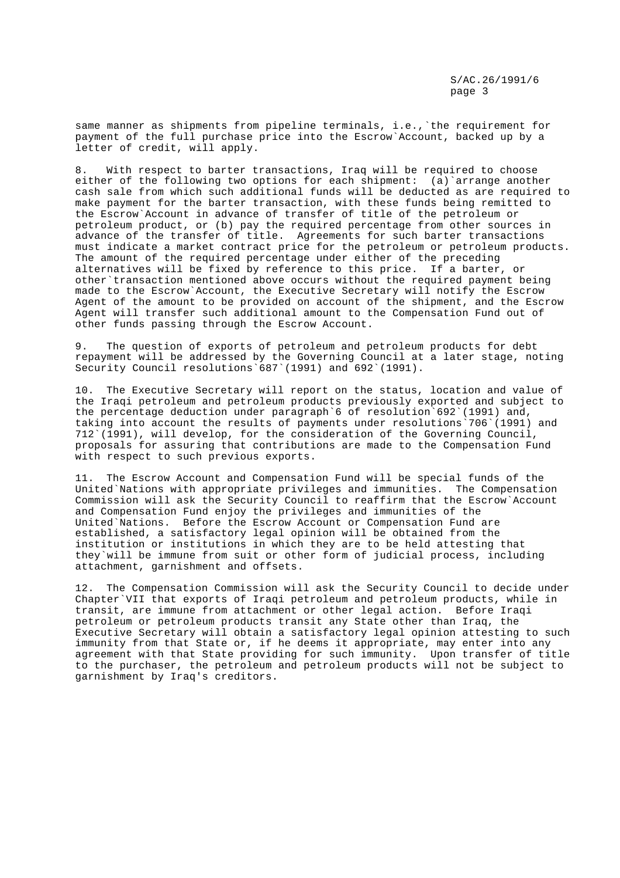same manner as shipments from pipeline terminals, i.e., the requirement for payment of the full purchase price into the Escrow Account, backed up by a letter of credit, will apply.

8. With respect to barter transactions, Iraq will be required to choose either of the following two options for each shipment: (a) arrange another cash sale from which such additional funds will be deducted as are required to make payment for the barter transaction, with these funds being remitted to the Escrow Account in advance of transfer of title of the petroleum or petroleum product, or (b) pay the required percentage from other sources in advance of the transfer of title. Agreements for such barter transactions must indicate a market contract price for the petroleum or petroleum products. The amount of the required percentage under either of the preceding alternatives will be fixed by reference to this price. If a barter, or other transaction mentioned above occurs without the required payment being made to the Escrow Account, the Executive Secretary will notify the Escrow Agent of the amount to be provided on account of the shipment, and the Escrow Agent will transfer such additional amount to the Compensation Fund out of other funds passing through the Escrow Account.

9. The question of exports of petroleum and petroleum products for debt repayment will be addressed by the Governing Council at a later stage, noting Security Council resolutions 687 (1991) and 692 (1991).

10. The Executive Secretary will report on the status, location and value of the Iraqi petroleum and petroleum products previously exported and subject to the percentage deduction under paragraph 6 of resolution 692 (1991) and, taking into account the results of payments under resolutions 706 (1991) and 712 (1991), will develop, for the consideration of the Governing Council, proposals for assuring that contributions are made to the Compensation Fund with respect to such previous exports.

11. The Escrow Account and Compensation Fund will be special funds of the United Nations with appropriate privileges and immunities. The Compensation Commission will ask the Security Council to reaffirm that the Escrow Account and Compensation Fund enjoy the privileges and immunities of the United Nations. Before the Escrow Account or Compensation Fund are established, a satisfactory legal opinion will be obtained from the institution or institutions in which they are to be held attesting that they will be immune from suit or other form of judicial process, including attachment, garnishment and offsets.

12. The Compensation Commission will ask the Security Council to decide under Chapter VII that exports of Iraqi petroleum and petroleum products, while in transit, are immune from attachment or other legal action. Before Iraqi petroleum or petroleum products transit any State other than Iraq, the Executive Secretary will obtain a satisfactory legal opinion attesting to such immunity from that State or, if he deems it appropriate, may enter into any agreement with that State providing for such immunity. Upon transfer of title to the purchaser, the petroleum and petroleum products will not be subject to garnishment by Iraq's creditors.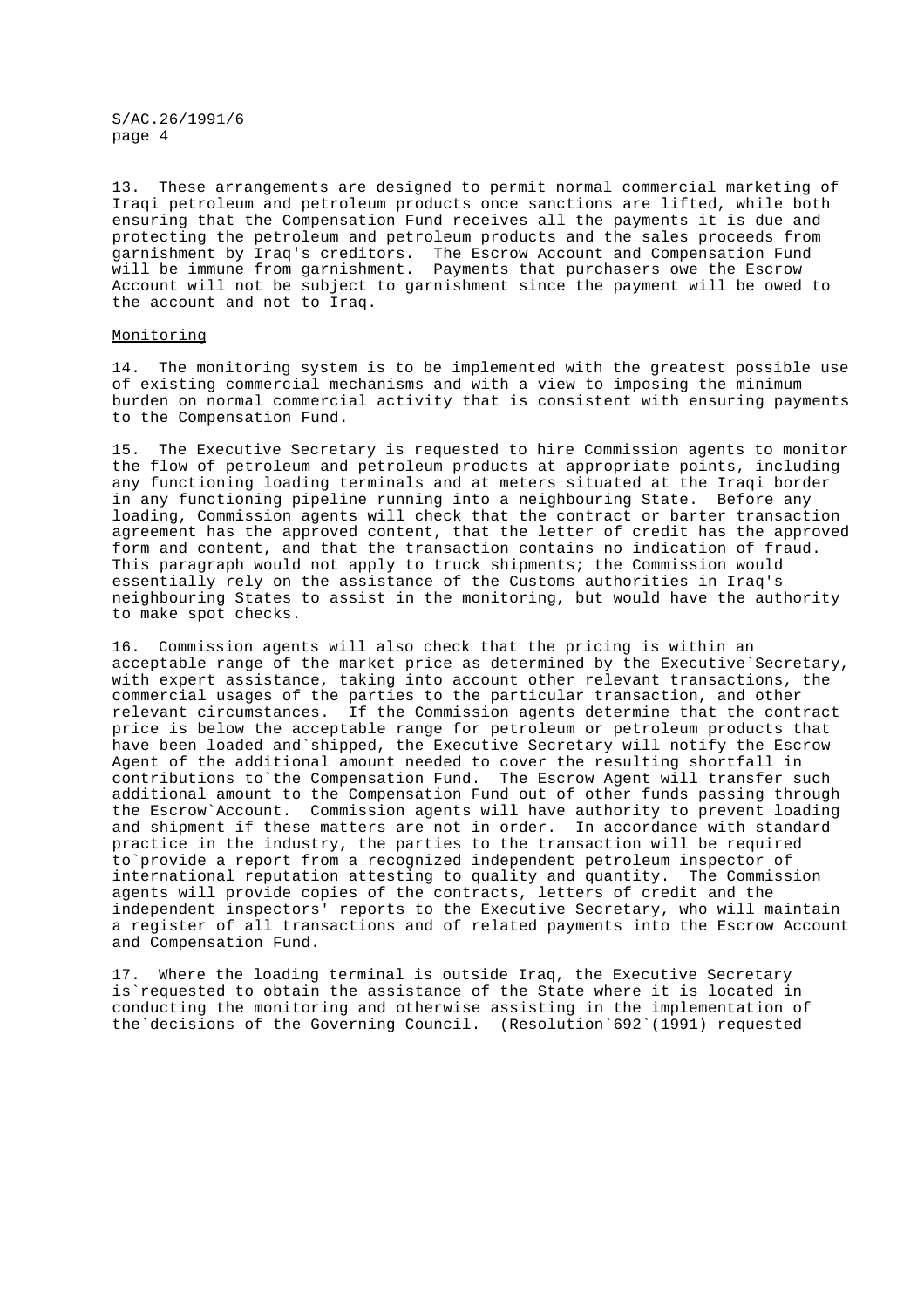13. These arrangements are designed to permit normal commercial marketing of Iraqi petroleum and petroleum products once sanctions are lifted, while both ensuring that the Compensation Fund receives all the payments it is due and protecting the petroleum and petroleum products and the sales proceeds from garnishment by Iraq's creditors. The Escrow Account and Compensation Fund will be immune from garnishment. Payments that purchasers owe the Escrow Account will not be subject to garnishment since the payment will be owed to the account and not to Iraq.

Monitoring

14. The monitoring system is to be implemented with the greatest possible use of existing commercial mechanisms and with a view to imposing the minimum burden on normal commercial activity that is consistent with ensuring payments to the Compensation Fund.

15. The Executive Secretary is requested to hire Commission agents to monitor the flow of petroleum and petroleum products at appropriate points, including any functioning loading terminals and at meters situated at the Iraqi border in any functioning pipeline running into a neighbouring State. Before any loading, Commission agents will check that the contract or barter transaction agreement has the approved content, that the letter of credit has the approved form and content, and that the transaction contains no indication of fraud. This paragraph would not apply to truck shipments; the Commission would essentially rely on the assistance of the Customs authorities in Iraq's neighbouring States to assist in the monitoring, but would have the authority to make spot checks.

16. Commission agents will also check that the pricing is within an acceptable range of the market price as determined by the Executive Secretary, with expert assistance, taking into account other relevant transactions, the commercial usages of the parties to the particular transaction, and other relevant circumstances. If the Commission agents determine that the contract price is below the acceptable range for petroleum or petroleum products that have been loaded and shipped, the Executive Secretary will notify the Escrow Agent of the additional amount needed to cover the resulting shortfall in contributions to the Compensation Fund. The Escrow Agent will transfer such additional amount to the Compensation Fund out of other funds passing through the Escrow Account. Commission agents will have authority to prevent loading and shipment if these matters are not in order. In accordance with standard practice in the industry, the parties to the transaction will be required to provide a report from a recognized independent petroleum inspector of international reputation attesting to quality and quantity. The Commission agents will provide copies of the contracts, letters of credit and the independent inspectors' reports to the Executive Secretary, who will maintain a register of all transactions and of related payments into the Escrow Account and Compensation Fund.

17. Where the loading terminal is outside Iraq, the Executive Secretary is requested to obtain the assistance of the State where it is located in conducting the monitoring and otherwise assisting in the implementation of the decisions of the Governing Council. (Resolution 692 (1991) requested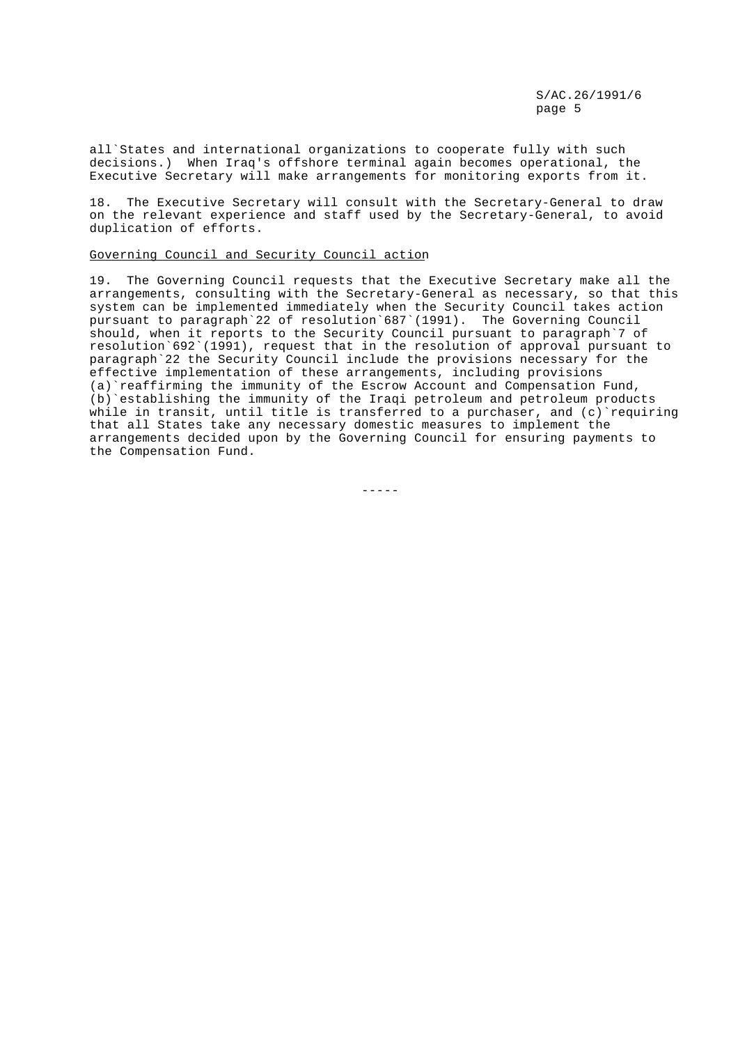all States and international organizations to cooperate fully with such decisions.) When Iraq's offshore terminal again becomes operational, the Executive Secretary will make arrangements for monitoring exports from it.

18. The Executive Secretary will consult with the Secretary-General to draw on the relevant experience and staff used by the Secretary-General, to avoid duplication of efforts.

Governing Council and Security Council action

19. The Governing Council requests that the Executive Secretary make all the arrangements, consulting with the Secretary-General as necessary, so that this system can be implemented immediately when the Security Council takes action pursuant to paragraph 22 of resolution 687 (1991). The Governing Council should, when it reports to the Security Council pursuant to paragraph 7 of resolution 692 (1991), request that in the resolution of approval pursuant to paragraph 22 the Security Council include the provisions necessary for the effective implementation of these arrangements, including provisions (a) reaffirming the immunity of the Escrow Account and Compensation Fund, (b) establishing the immunity of the Iraqi petroleum and petroleum products while in transit, until title is transferred to a purchaser, and (c) requiring that all States take any necessary domestic measures to implement the arrangements decided upon by the Governing Council for ensuring payments to the Compensation Fund.

-----